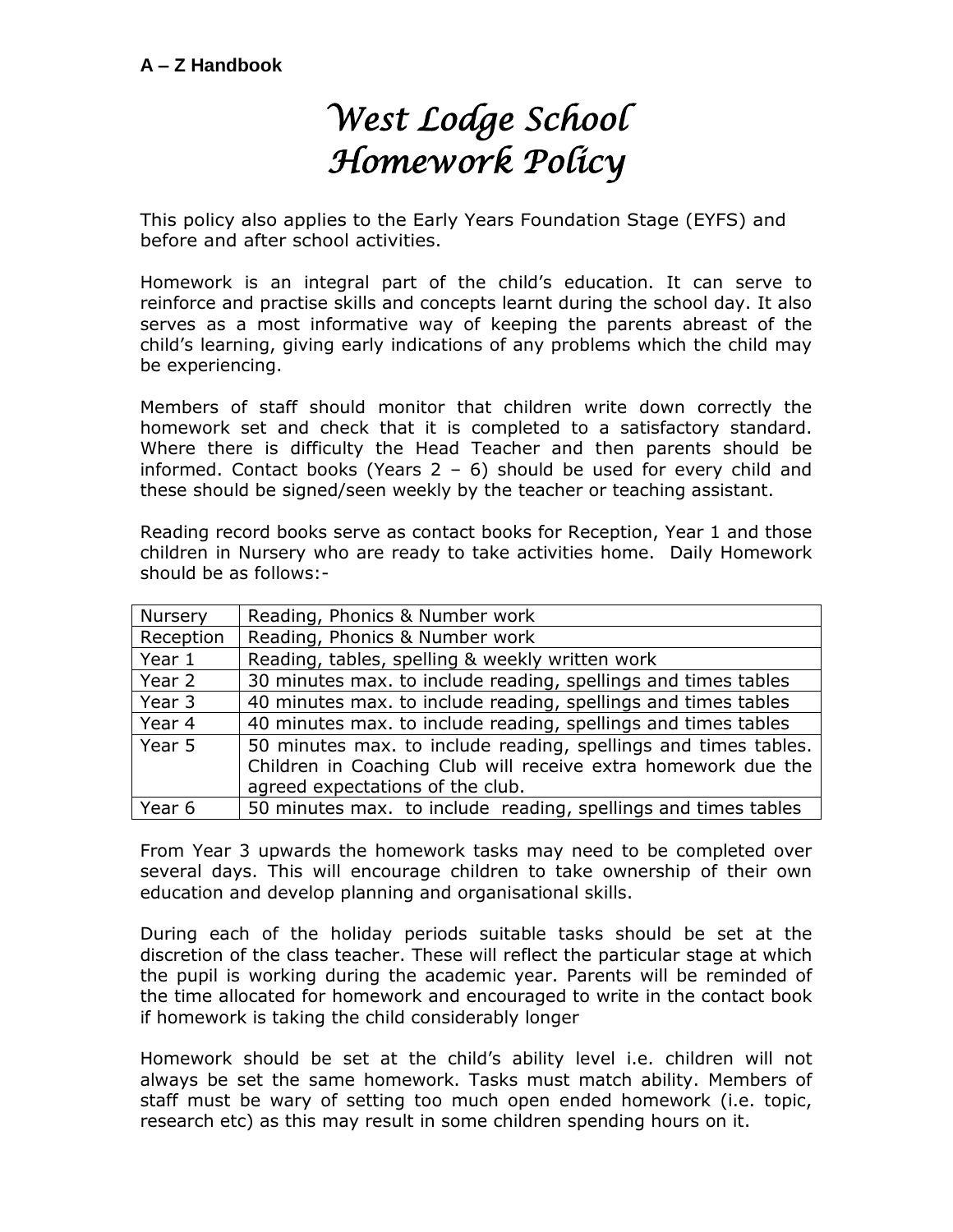**A – Z Handbook**

# West Lodge School Homework Policy

This policy also applies to the Early Years Foundation Stage (EYFS) and before and after school activities.

Homework is an integral part of the child's education. It can serve to reinforce and practise skills and concepts learnt during the school day. It also serves as a most informative way of keeping the parents abreast of the child's learning, giving early indications of any problems which the child may be experiencing.

Members of staff should monitor that children write down correctly the homework set and check that it is completed to a satisfactory standard. Where there is difficulty the Head Teacher and then parents should be informed. Contact books (Years 2 – 6) should be used for every child and these should be signed/seen weekly by the teacher or teaching assistant.

Reading record books serve as contact books for Reception, Year 1 and those children in Nursery who are ready to take activities home. Daily Homework should be as follows:-

| | |
|---|---|
| Nursery | Reading, Phonics & Number work |
| Reception | Reading, Phonics & Number work |
| Year 1 | Reading, tables, spelling & weekly written work |
| Year 2 | 30 minutes max. to include reading, spellings and times tables |
| Year 3 | 40 minutes max. to include reading, spellings and times tables |
| Year 4 | 40 minutes max. to include reading, spellings and times tables |
| Year 5 | 50 minutes max. to include reading, spellings and times tables. Children in Coaching Club will receive extra homework due the agreed expectations of the club. |
| Year 6 | 50 minutes max. to include reading, spellings and times tables |

From Year 3 upwards the homework tasks may need to be completed over several days. This will encourage children to take ownership of their own education and develop planning and organisational skills.

During each of the holiday periods suitable tasks should be set at the discretion of the class teacher. These will reflect the particular stage at which the pupil is working during the academic year. Parents will be reminded of the time allocated for homework and encouraged to write in the contact book if homework is taking the child considerably longer

Homework should be set at the child's ability level i.e. children will not always be set the same homework. Tasks must match ability. Members of staff must be wary of setting too much open ended homework (i.e. topic, research etc) as this may result in some children spending hours on it.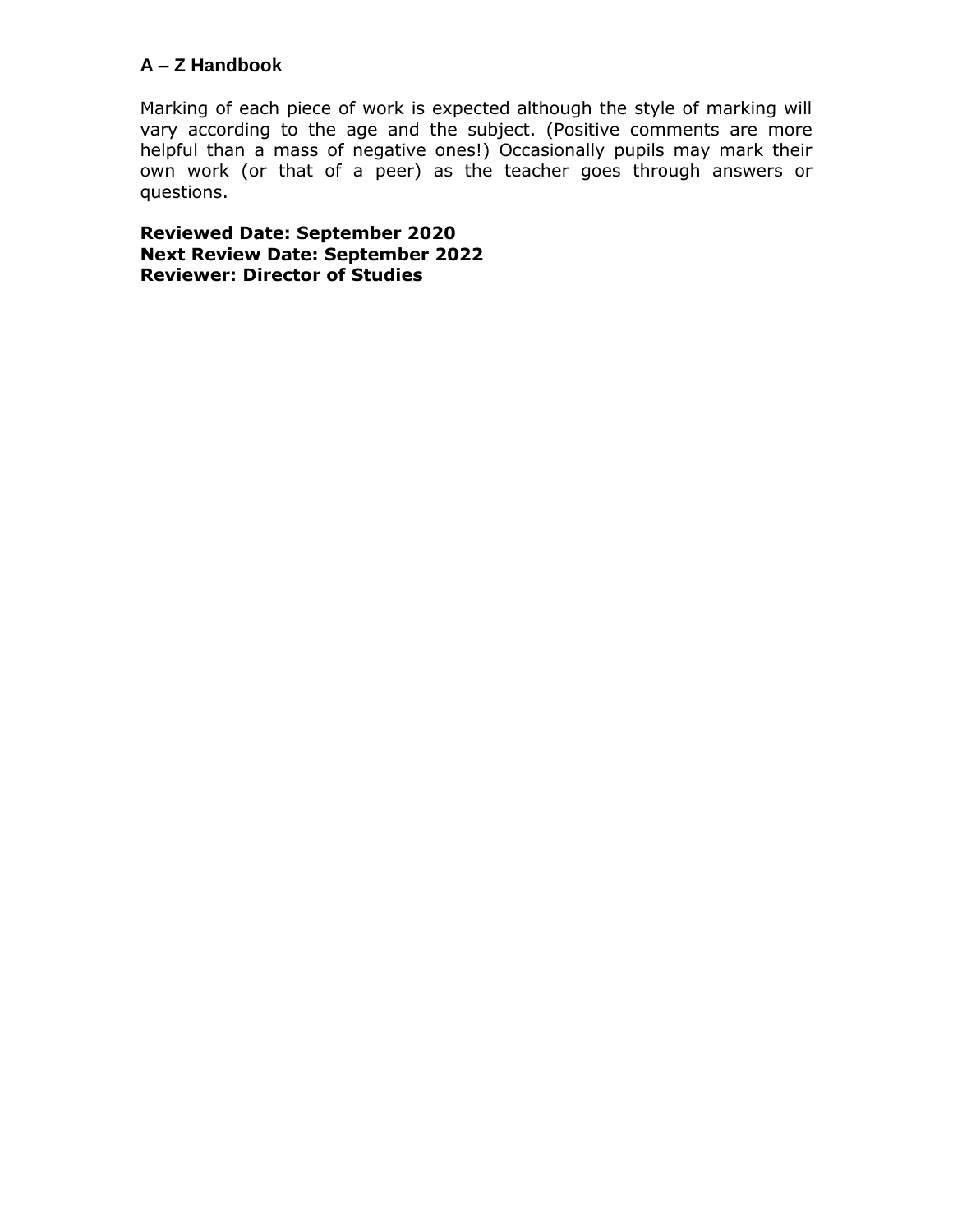Marking of each piece of work is expected although the style of marking will vary according to the age and the subject. (Positive comments are more helpful than a mass of negative ones!) Occasionally pupils may mark their own work (or that of a peer) as the teacher goes through answers or questions.

**Reviewed Date: September 2020**
**Next Review Date: September 2022**
**Reviewer: Director of Studies**